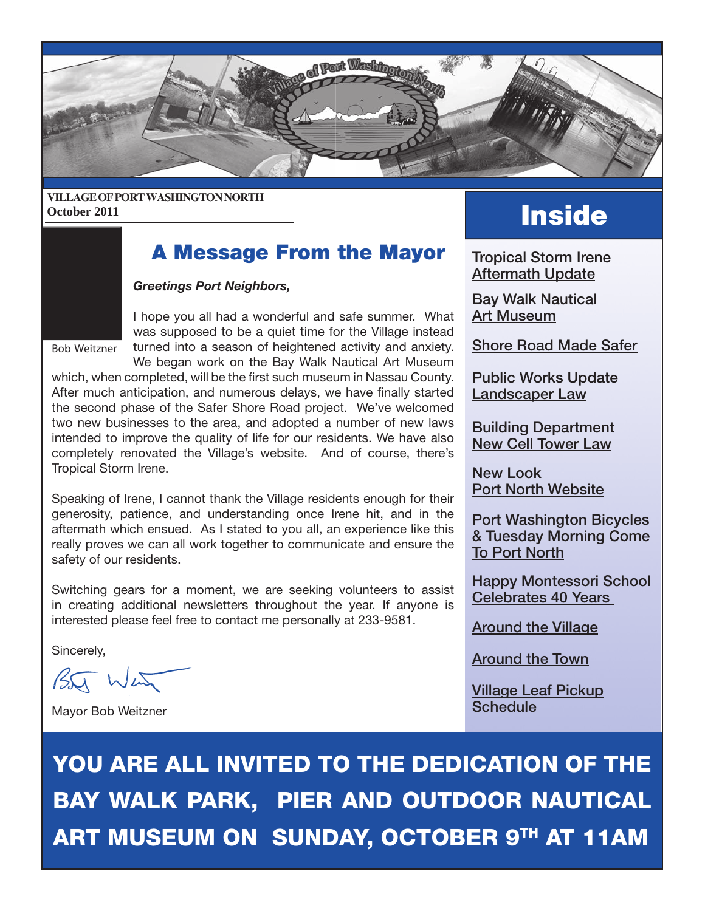**VILLAGE OF PORT WASHINGTON NORTH**
**October 2011**

# A Message From the Mayor

Bob Weitzner

***Greetings Port Neighbors,***

I hope you all had a wonderful and safe summer. What was supposed to be a quiet time for the Village instead turned into a season of heightened activity and anxiety. We began work on the Bay Walk Nautical Art Museum which, when completed, will be the first such museum in Nassau County. After much anticipation, and numerous delays, we have finally started the second phase of the Safer Shore Road project. We've welcomed two new businesses to the area, and adopted a number of new laws intended to improve the quality of life for our residents. We have also completely renovated the Village's website. And of course, there's Tropical Storm Irene.

Speaking of Irene, I cannot thank the Village residents enough for their generosity, patience, and understanding once Irene hit, and in the aftermath which ensued. As I stated to you all, an experience like this really proves we can all work together to communicate and ensure the safety of our residents.

Switching gears for a moment, we are seeking volunteers to assist in creating additional newsletters throughout the year. If anyone is interested please feel free to contact me personally at 233-9581.

Sincerely,

Mayor Bob Weitzner

## Inside

- Tropical Storm Irene Aftermath Update
- Bay Walk Nautical Art Museum
- Shore Road Made Safer
- Public Works Update Landscaper Law
- Building Department New Cell Tower Law
- New Look Port North Website
- Port Washington Bicycles & Tuesday Morning Come To Port North
- Happy Montessori School Celebrates 40 Years
- Around the Village
- Around the Town
- Village Leaf Pickup Schedule

**YOU ARE ALL INVITED TO THE DEDICATION OF THE BAY WALK PARK, PIER AND OUTDOOR NAUTICAL ART MUSEUM ON SUNDAY, OCTOBER 9TH AT 11AM**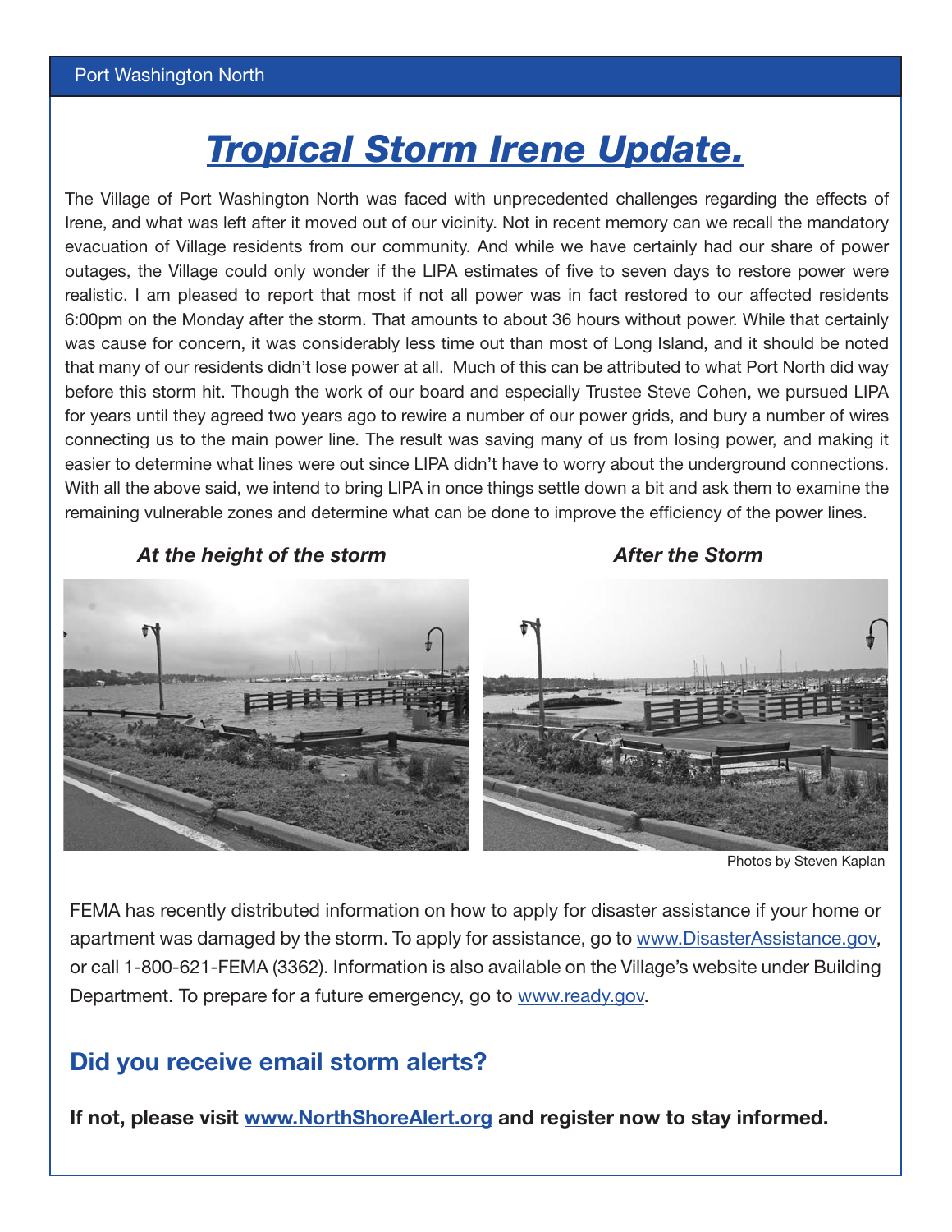# *Tropical Storm Irene Update.*

The Village of Port Washington North was faced with unprecedented challenges regarding the effects of Irene, and what was left after it moved out of our vicinity. Not in recent memory can we recall the mandatory evacuation of Village residents from our community. And while we have certainly had our share of power outages, the Village could only wonder if the LIPA estimates of five to seven days to restore power were realistic. I am pleased to report that most if not all power was in fact restored to our affected residents 6:00pm on the Monday after the storm. That amounts to about 36 hours without power. While that certainly was cause for concern, it was considerably less time out than most of Long Island, and it should be noted that many of our residents didn't lose power at all. Much of this can be attributed to what Port North did way before this storm hit. Though the work of our board and especially Trustee Steve Cohen, we pursued LIPA for years until they agreed two years ago to rewire a number of our power grids, and bury a number of wires connecting us to the main power line. The result was saving many of us from losing power, and making it easier to determine what lines were out since LIPA didn't have to worry about the underground connections. With all the above said, we intend to bring LIPA in once things settle down a bit and ask them to examine the remaining vulnerable zones and determine what can be done to improve the efficiency of the power lines.

***At the height of the storm***

***After the Storm***

Photos by Steven Kaplan

FEMA has recently distributed information on how to apply for disaster assistance if your home or apartment was damaged by the storm. To apply for assistance, go to www.DisasterAssistance.gov, or call 1-800-621-FEMA (3362). Information is also available on the Village's website under Building Department. To prepare for a future emergency, go to www.ready.gov.

## Did you receive email storm alerts?

**If not, please visit www.NorthShoreAlert.org and register now to stay informed.**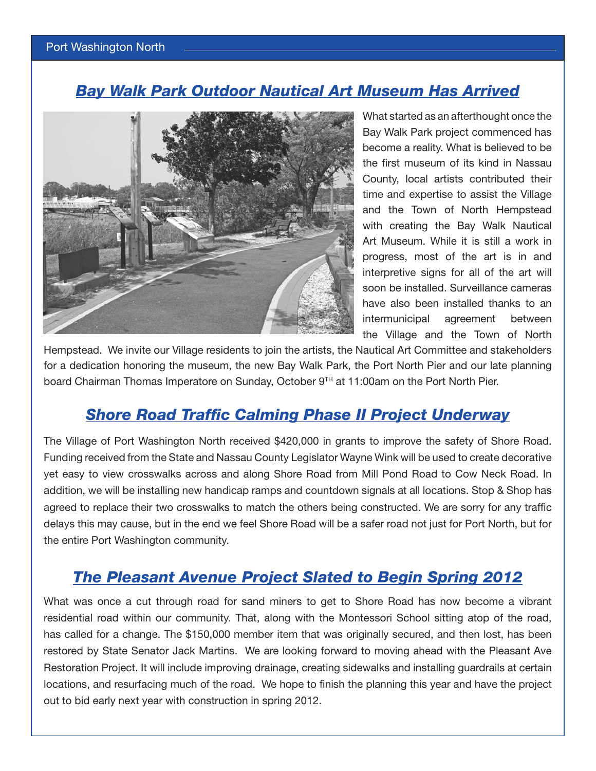## *Bay Walk Park Outdoor Nautical Art Museum Has Arrived*

What started as an afterthought once the Bay Walk Park project commenced has become a reality. What is believed to be the first museum of its kind in Nassau County, local artists contributed their time and expertise to assist the Village and the Town of North Hempstead with creating the Bay Walk Nautical Art Museum. While it is still a work in progress, most of the art is in and interpretive signs for all of the art will soon be installed. Surveillance cameras have also been installed thanks to an intermunicipal agreement between the Village and the Town of North Hempstead. We invite our Village residents to join the artists, the Nautical Art Committee and stakeholders for a dedication honoring the museum, the new Bay Walk Park, the Port North Pier and our late planning board Chairman Thomas Imperatore on Sunday, October 9TH at 11:00am on the Port North Pier.

## *Shore Road Traffic Calming Phase II Project Underway*

The Village of Port Washington North received $420,000 in grants to improve the safety of Shore Road. Funding received from the State and Nassau County Legislator Wayne Wink will be used to create decorative yet easy to view crosswalks across and along Shore Road from Mill Pond Road to Cow Neck Road. In addition, we will be installing new handicap ramps and countdown signals at all locations. Stop & Shop has agreed to replace their two crosswalks to match the others being constructed. We are sorry for any traffic delays this may cause, but in the end we feel Shore Road will be a safer road not just for Port North, but for the entire Port Washington community.

## *The Pleasant Avenue Project Slated to Begin Spring 2012*

What was once a cut through road for sand miners to get to Shore Road has now become a vibrant residential road within our community. That, along with the Montessori School sitting atop of the road, has called for a change. The $150,000 member item that was originally secured, and then lost, has been restored by State Senator Jack Martins. We are looking forward to moving ahead with the Pleasant Ave Restoration Project. It will include improving drainage, creating sidewalks and installing guardrails at certain locations, and resurfacing much of the road. We hope to finish the planning this year and have the project out to bid early next year with construction in spring 2012.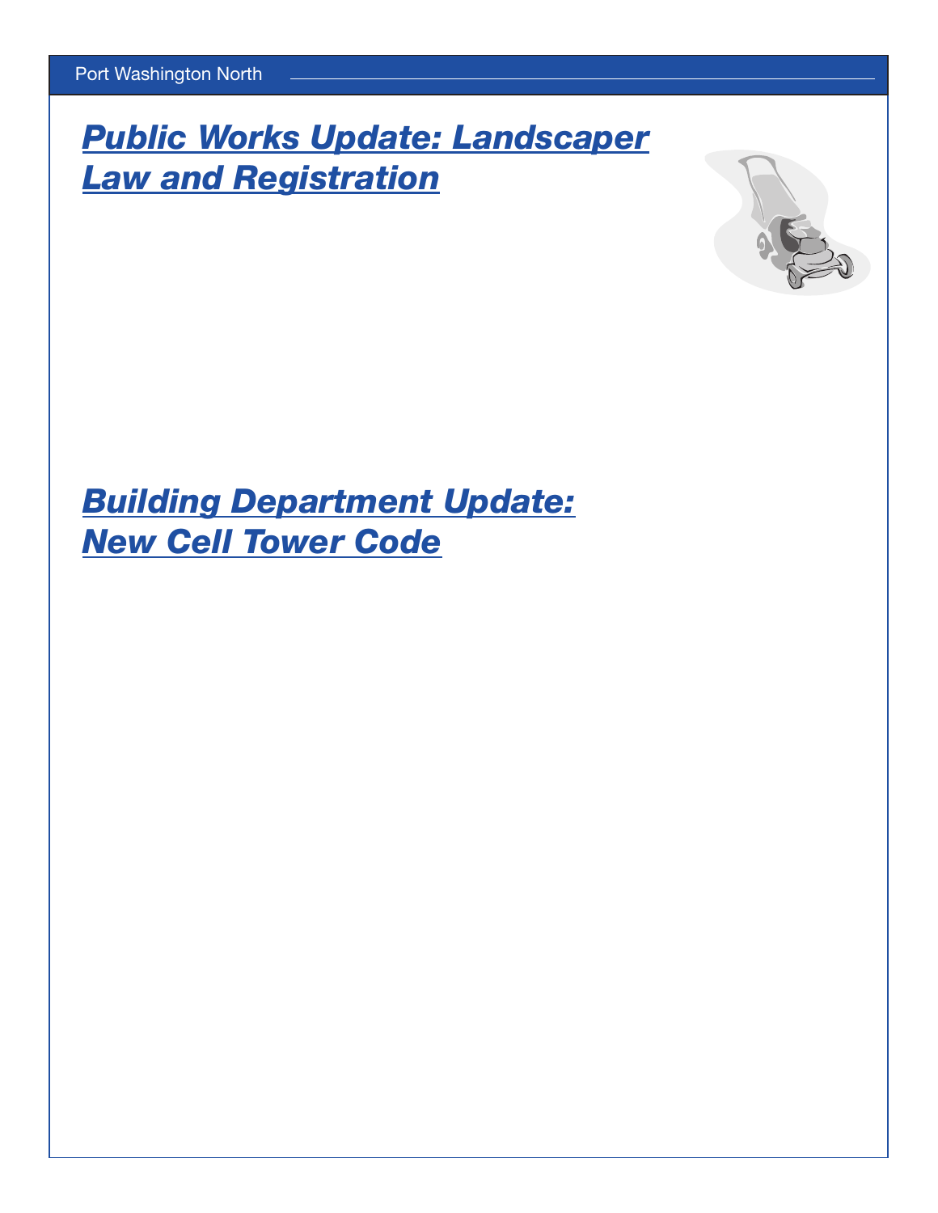## *Public Works Update: Landscaper Law and Registration*

## *Building Department Update: New Cell Tower Code*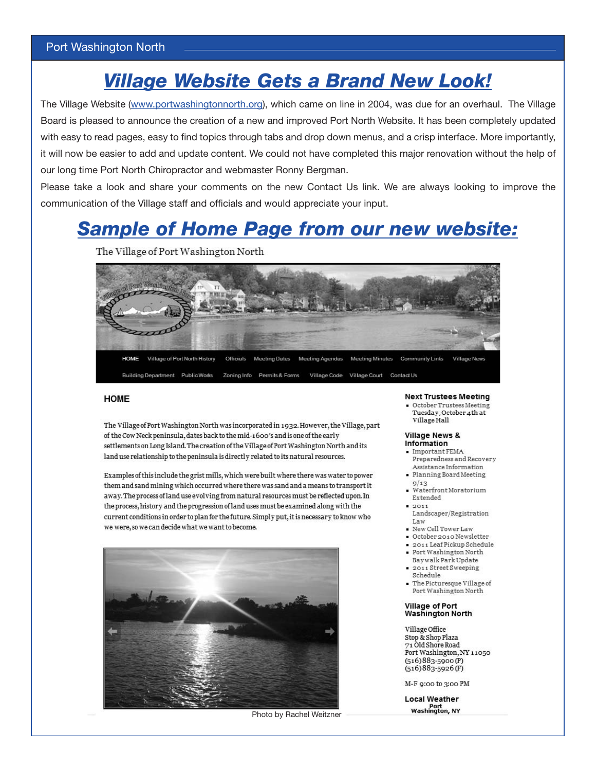# Village Website Gets a Brand New Look!

The Village Website (www.portwashingtonnorth.org), which came on line in 2004, was due for an overhaul. The Village Board is pleased to announce the creation of a new and improved Port North Website. It has been completely updated with easy to read pages, easy to find topics through tabs and drop down menus, and a crisp interface. More importantly, it will now be easier to add and update content. We could not have completed this major renovation without the help of our long time Port North Chiropractor and webmaster Ronny Bergman.

Please take a look and share your comments on the new Contact Us link. We are always looking to improve the communication of the Village staff and officials and would appreciate your input.

# Sample of Home Page from our new website:

The Village of Port Washington North

HOME | Village of Port North History | Officials | Meeting Dates | Meeting Agendas | Meeting Minutes | Community Links | Village News
Building Department | Public Works | Zoning Info | Permits & Forms | Village Code | Village Court | Contact Us

**HOME**

The Village of Port Washington North was incorporated in 1932. However, the Village, part of the Cow Neck peninsula, dates back to the mid-1600's and is one of the early settlements on Long Island. The creation of the Village of Port Washington North and its land use relationship to the peninsula is directly related to its natural resources.

Examples of this include the grist mills, which were built where there was water to power them and sand mining which occurred where there was sand and a means to transport it away. The process of land use evolving from natural resources must be reflected upon. In the process, history and the progression of land uses must be examined along with the current conditions in order to plan for the future. Simply put, it is necessary to know who we were, so we can decide what we want to become.

Photo by Rachel Weitzner

**Next Trustees Meeting**

- October Trustees Meeting Tuesday, October 4th at Village Hall

**Village News & Information**

- Important FEMA Preparedness and Recovery Assistance Information
- Planning Board Meeting 9/13
- Waterfront Moratorium Extended
- 2011 Landscaper/Registration Law
- New Cell Tower Law
- October 2010 Newsletter
- 2011 Leaf Pickup Schedule
- Port Washington North Baywalk Park Update
- 2011 Street Sweeping Schedule
- The Picturesque Village of Port Washington North

**Village of Port Washington North**

Village Office
Stop & Shop Plaza
71 Old Shore Road
Port Washington, NY 11050
(516) 883-5900 (P)
(516) 883-5926 (F)

M-F 9:00 to 3:00 PM

**Local Weather**

Port Washington, NY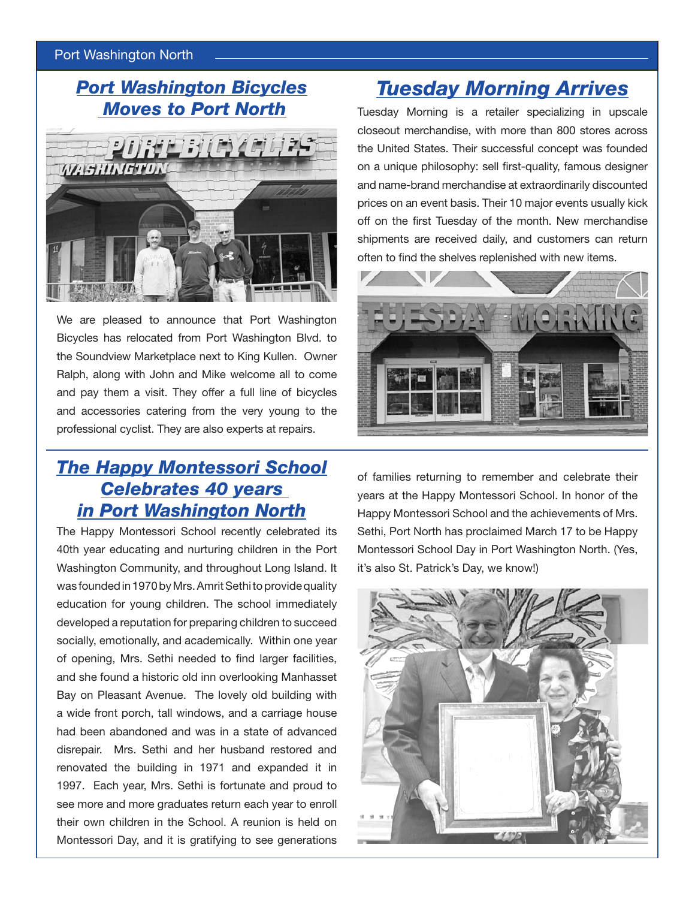## Port Washington Bicycles Moves to Port North

We are pleased to announce that Port Washington Bicycles has relocated from Port Washington Blvd. to the Soundview Marketplace next to King Kullen. Owner Ralph, along with John and Mike welcome all to come and pay them a visit. They offer a full line of bicycles and accessories catering from the very young to the professional cyclist. They are also experts at repairs.

## Tuesday Morning Arrives

Tuesday Morning is a retailer specializing in upscale closeout merchandise, with more than 800 stores across the United States. Their successful concept was founded on a unique philosophy: sell first-quality, famous designer and name-brand merchandise at extraordinarily discounted prices on an event basis. Their 10 major events usually kick off on the first Tuesday of the month. New merchandise shipments are received daily, and customers can return often to find the shelves replenished with new items.

## The Happy Montessori School Celebrates 40 years in Port Washington North

The Happy Montessori School recently celebrated its 40th year educating and nurturing children in the Port Washington Community, and throughout Long Island. It was founded in 1970 by Mrs. Amrit Sethi to provide quality education for young children. The school immediately developed a reputation for preparing children to succeed socially, emotionally, and academically. Within one year of opening, Mrs. Sethi needed to find larger facilities, and she found a historic old inn overlooking Manhasset Bay on Pleasant Avenue. The lovely old building with a wide front porch, tall windows, and a carriage house had been abandoned and was in a state of advanced disrepair. Mrs. Sethi and her husband restored and renovated the building in 1971 and expanded it in 1997. Each year, Mrs. Sethi is fortunate and proud to see more and more graduates return each year to enroll their own children in the School. A reunion is held on Montessori Day, and it is gratifying to see generations of families returning to remember and celebrate their years at the Happy Montessori School. In honor of the Happy Montessori School and the achievements of Mrs. Sethi, Port North has proclaimed March 17 to be Happy Montessori School Day in Port Washington North. (Yes, it's also St. Patrick's Day, we know!)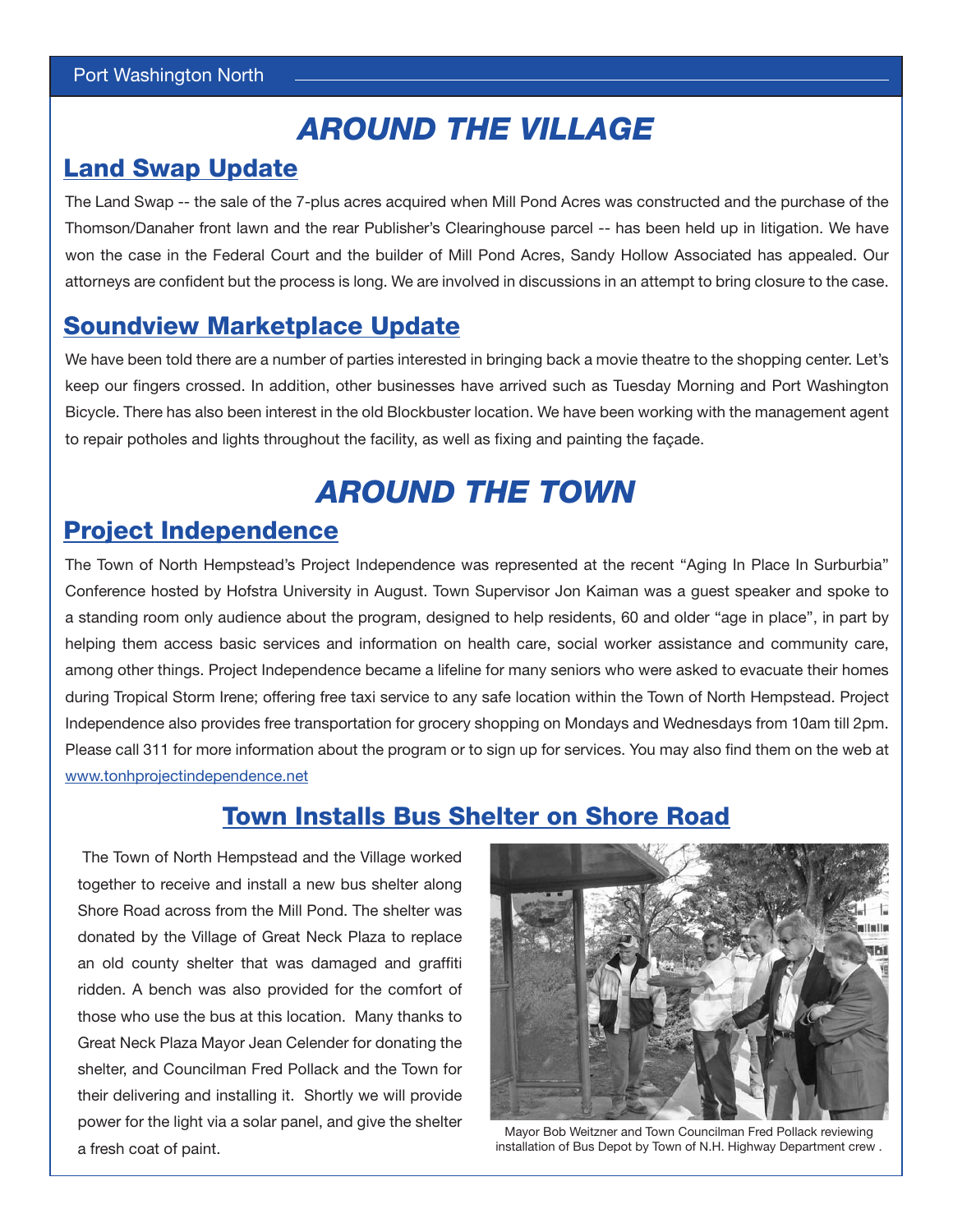# AROUND THE VILLAGE

## Land Swap Update

The Land Swap -- the sale of the 7-plus acres acquired when Mill Pond Acres was constructed and the purchase of the Thomson/Danaher front lawn and the rear Publisher's Clearinghouse parcel -- has been held up in litigation. We have won the case in the Federal Court and the builder of Mill Pond Acres, Sandy Hollow Associated has appealed. Our attorneys are confident but the process is long. We are involved in discussions in an attempt to bring closure to the case.

## Soundview Marketplace Update

We have been told there are a number of parties interested in bringing back a movie theatre to the shopping center. Let's keep our fingers crossed. In addition, other businesses have arrived such as Tuesday Morning and Port Washington Bicycle. There has also been interest in the old Blockbuster location. We have been working with the management agent to repair potholes and lights throughout the facility, as well as fixing and painting the façade.

# AROUND THE TOWN

## Project Independence

The Town of North Hempstead's Project Independence was represented at the recent "Aging In Place In Surburbia" Conference hosted by Hofstra University in August. Town Supervisor Jon Kaiman was a guest speaker and spoke to a standing room only audience about the program, designed to help residents, 60 and older "age in place", in part by helping them access basic services and information on health care, social worker assistance and community care, among other things. Project Independence became a lifeline for many seniors who were asked to evacuate their homes during Tropical Storm Irene; offering free taxi service to any safe location within the Town of North Hempstead. Project Independence also provides free transportation for grocery shopping on Mondays and Wednesdays from 10am till 2pm. Please call 311 for more information about the program or to sign up for services. You may also find them on the web at www.tonhprojectindependence.net

## Town Installs Bus Shelter on Shore Road

The Town of North Hempstead and the Village worked together to receive and install a new bus shelter along Shore Road across from the Mill Pond. The shelter was donated by the Village of Great Neck Plaza to replace an old county shelter that was damaged and graffiti ridden. A bench was also provided for the comfort of those who use the bus at this location. Many thanks to Great Neck Plaza Mayor Jean Celender for donating the shelter, and Councilman Fred Pollack and the Town for their delivering and installing it. Shortly we will provide power for the light via a solar panel, and give the shelter a fresh coat of paint.

Mayor Bob Weitzner and Town Councilman Fred Pollack reviewing installation of Bus Depot by Town of N.H. Highway Department crew .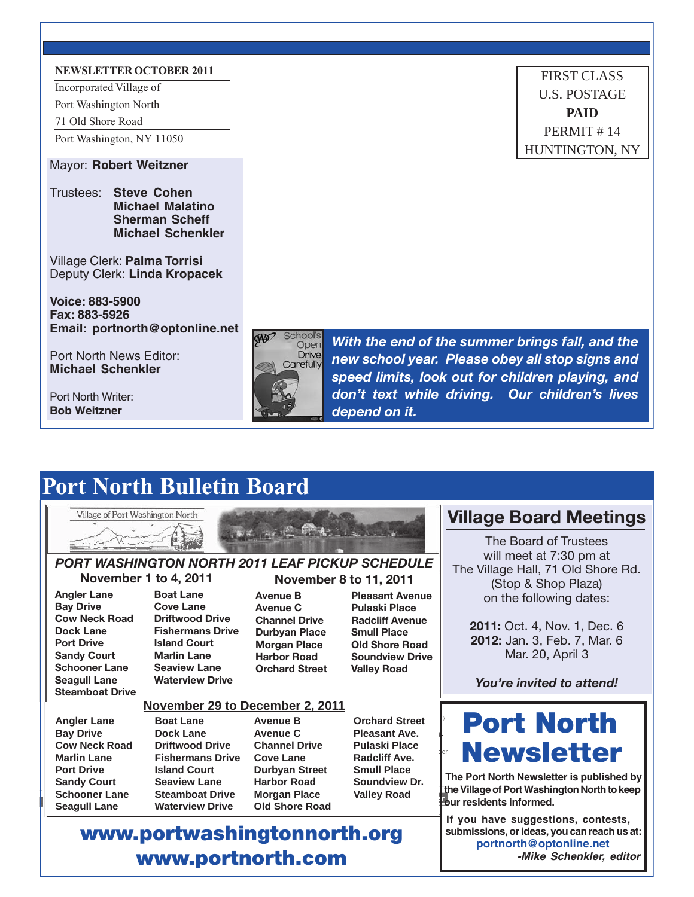**NEWSLETTER OCTOBER 2011**

Incorporated Village of
Port Washington North
71 Old Shore Road
Port Washington, NY 11050

FIRST CLASS
U.S. POSTAGE
**PAID**
PERMIT # 14
HUNTINGTON, NY

Mayor: **Robert Weitzner**

Trustees: **Steve Cohen**
**Michael Malatino**
**Sherman Scheff**
**Michael Schenkler**

Village Clerk: **Palma Torrisi**
Deputy Clerk: **Linda Kropacek**

**Voice: 883-5900**
**Fax: 883-5926**
**Email: portnorth@optonline.net**

Port North News Editor:
**Michael Schenkler**

Port North Writer:
**Bob Weitzner**

School's Open Drive Carefully

***With the end of the summer brings fall, and the new school year. Please obey all stop signs and speed limits, look out for children playing, and don't text while driving. Our children's lives depend on it.***

# Port North Bulletin Board

Village of Port Washington North

## *PORT WASHINGTON NORTH 2011 LEAF PICKUP SCHEDULE*

### November 1 to 4, 2011

| | |
|---|---|
| **Angler Lane** | **Boat Lane** |
| **Bay Drive** | **Cove Lane** |
| **Cow Neck Road** | **Driftwood Drive** |
| **Dock Lane** | **Fishermans Drive** |
| **Port Drive** | **Island Court** |
| **Sandy Court** | **Marlin Lane** |
| **Schooner Lane** | **Seaview Lane** |
| **Seagull Lane** | **Waterview Drive** |
| **Steamboat Drive** | |

### November 8 to 11, 2011

| | |
|---|---|
| **Avenue B** | **Pleasant Avenue** |
| **Avenue C** | **Pulaski Place** |
| **Channel Drive** | **Radcliff Avenue** |
| **Durbyan Place** | **Smull Place** |
| **Morgan Place** | **Old Shore Road** |
| **Harbor Road** | **Soundview Drive** |
| **Orchard Street** | **Valley Road** |

### November 29 to December 2, 2011

| | | | |
|---|---|---|---|
| **Angler Lane** | **Boat Lane** | **Avenue B** | **Orchard Street** |
| **Bay Drive** | **Dock Lane** | **Avenue C** | **Pleasant Ave.** |
| **Cow Neck Road** | **Driftwood Drive** | **Channel Drive** | **Pulaski Place** |
| **Marlin Lane** | **Fishermans Drive** | **Cove Lane** | **Radcliff Ave.** |
| **Port Drive** | **Island Court** | **Durbyan Street** | **Smull Place** |
| **Sandy Court** | **Seaview Lane** | **Harbor Road** | **Soundview Dr.** |
| **Schooner Lane** | **Steamboat Drive** | **Morgan Place** | **Valley Road** |
| **Seagull Lane** | **Waterview Drive** | **Old Shore Road** | |

**www.portwashingtonnorth.org**
**www.portnorth.com**

## Village Board Meetings

The Board of Trustees will meet at 7:30 pm at The Village Hall, 71 Old Shore Rd. (Stop & Shop Plaza) on the following dates:

**2011:** Oct. 4, Nov. 1, Dec. 6
**2012:** Jan. 3, Feb. 7, Mar. 6
Mar. 20, April 3

***You're invited to attend!***

## Port North Newsletter

**The Port North Newsletter is published by the Village of Port Washington North to keep our residents informed.**

**If you have suggestions, contests, submissions, or ideas, you can reach us at:**
**portnorth@optonline.net**
***-Mike Schenkler, editor***